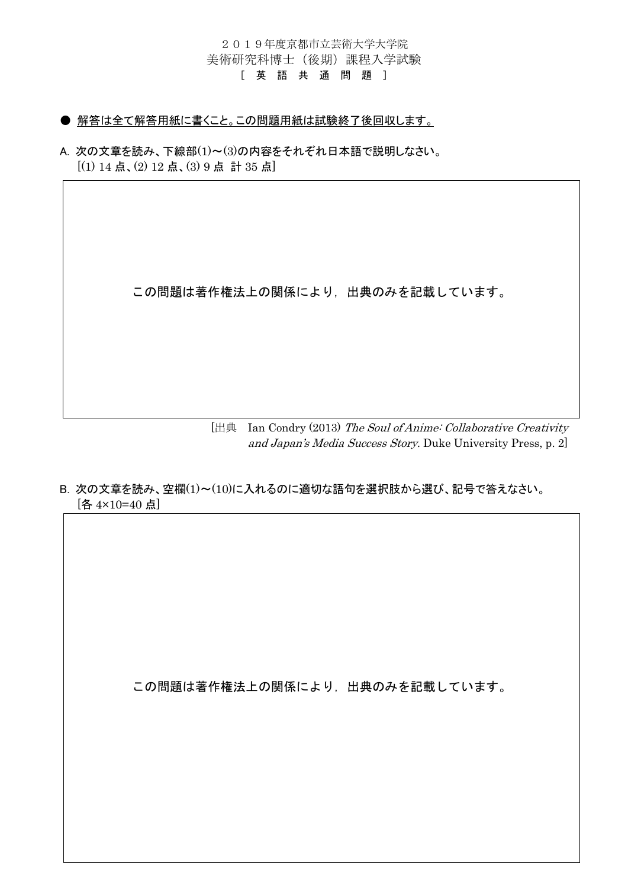２０１９年度京都市立芸術大学大学院
美術研究科博士（後期）課程入学試験
［　英　語　共　通　問　題　］

● 解答は全て解答用紙に書くこと。この問題用紙は試験終了後回収します。

A. 次の文章を読み、下線部(1)～(3)の内容をそれぞれ日本語で説明しなさい。
[(1) 14 点、(2) 12 点、(3) 9 点　計 35 点]

この問題は著作権法上の関係により，出典のみを記載しています。

[出典　Ian Condry (2013) *The Soul of Anime: Collaborative Creativity and Japan's Media Success Story*. Duke University Press, p. 2]

B. 次の文章を読み、空欄(1)～(10)に入れるのに適切な語句を選択肢から選び、記号で答えなさい。
[各 4×10=40 点]

この問題は著作権法上の関係により，出典のみを記載しています。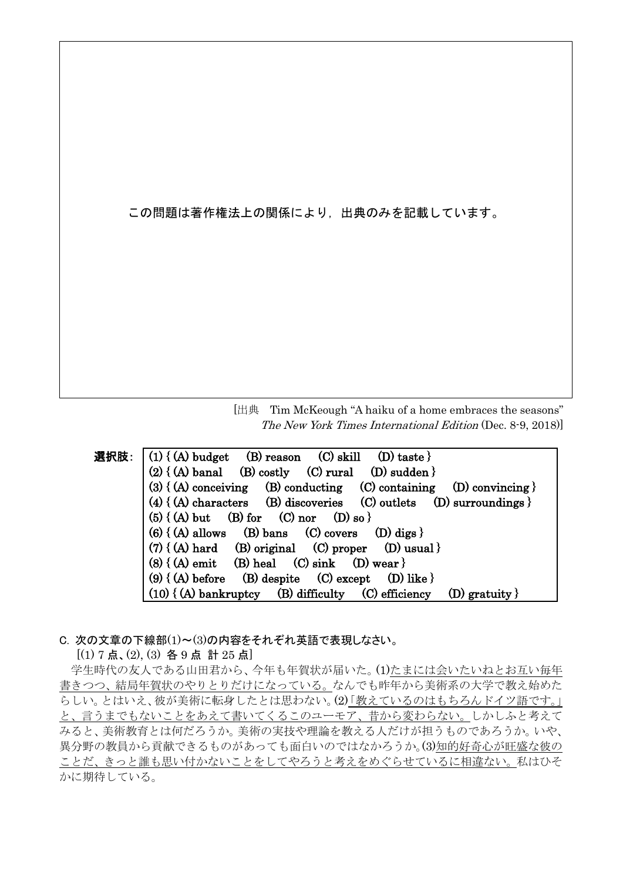この問題は著作権法上の関係により，出典のみを記載しています。

[出典　Tim McKeough "A haiku of a home embraces the seasons" *The New York Times International Edition* (Dec. 8-9, 2018)]

**選択肢：**

(1) { (A) budget　(B) reason　(C) skill　(D) taste }
(2) { (A) banal　(B) costly　(C) rural　(D) sudden }
(3) { (A) conceiving　(B) conducting　(C) containing　(D) convincing }
(4) { (A) characters　(B) discoveries　(C) outlets　(D) surroundings }
(5) { (A) but　(B) for　(C) nor　(D) so }
(6) { (A) allows　(B) bans　(C) covers　(D) digs }
(7) { (A) hard　(B) original　(C) proper　(D) usual }
(8) { (A) emit　(B) heal　(C) sink　(D) wear }
(9) { (A) before　(B) despite　(C) except　(D) like }
(10) { (A) bankruptcy　(B) difficulty　(C) efficiency　(D) gratuity }

C. 次の文章の下線部(1)～(3)の内容をそれぞれ英語で表現しなさい。
[(1) 7 点、(2), (3) 各 9 点 計 25 点]

学生時代の友人である山田君から、今年も年賀状が届いた。(1)たまには会いたいねとお互い毎年書きつつ、結局年賀状のやりとりだけになっている。なんでも昨年から美術系の大学で教え始めたらしい。とはいえ、彼が美術に転身したとは思わない。(2)「教えているのはもちろんドイツ語です。」と、言うまでもないことをあえて書いてくるこのユーモア、昔から変わらない。しかしふと考えてみると、美術教育とは何だろうか。美術の実技や理論を教える人だけが担うものであろうか。いや、異分野の教員から貢献できるものがあっても面白いのではなかろうか。(3)知的好奇心が旺盛な彼のことだ、きっと誰も思い付かないことをしてやろうと考えをめぐらせているに相違ない。私はひそかに期待している。